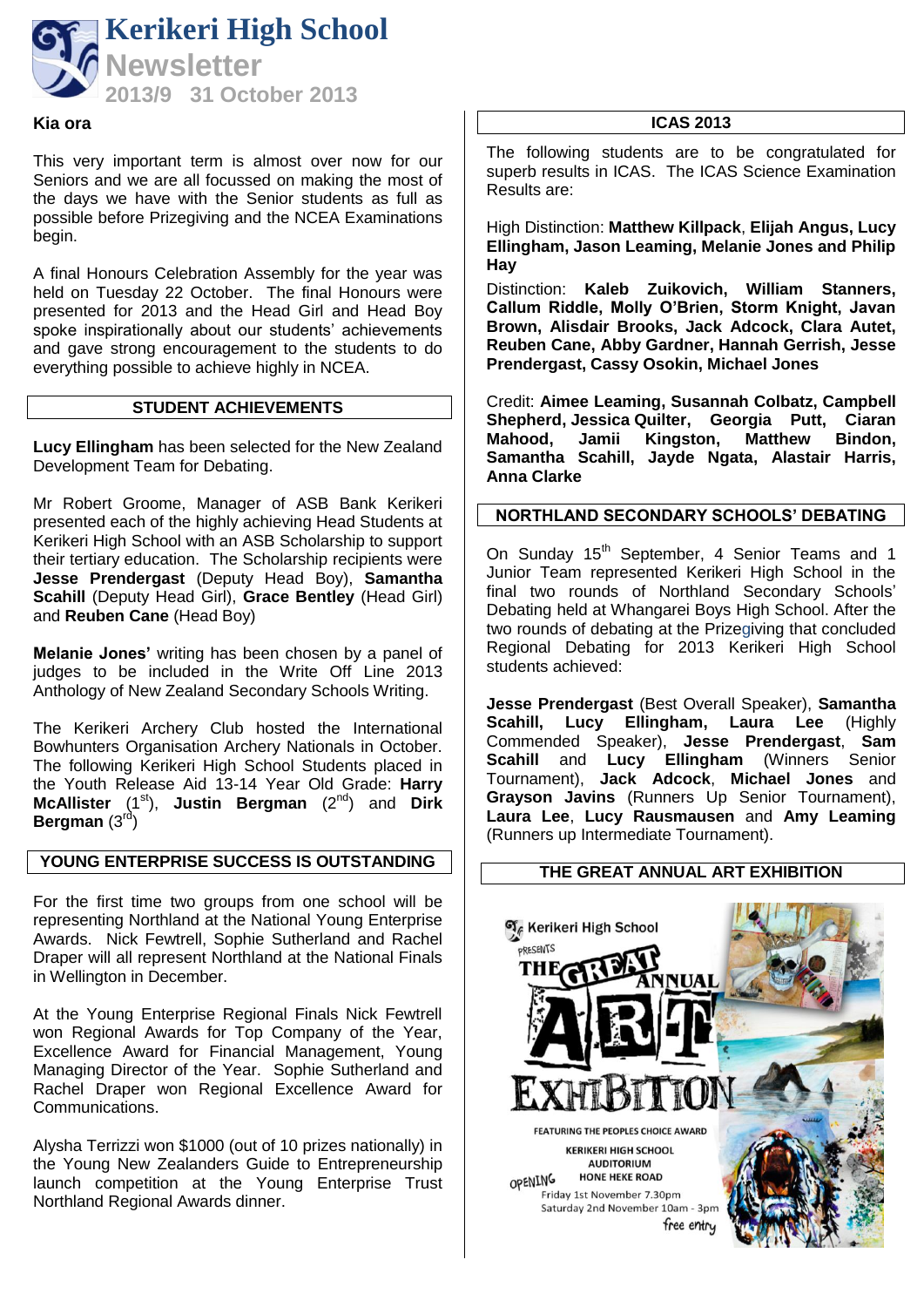# Kerikeri High School Newsletter

## 2013/9 31 October 2013

**Kia ora**

This very important term is almost over now for our Seniors and we are all focussed on making the most of the days we have with the Senior students as full as possible before Prizegiving and the NCEA Examinations begin.

A final Honours Celebration Assembly for the year was held on Tuesday 22 October. The final Honours were presented for 2013 and the Head Girl and Head Boy spoke inspirationally about our students' achievements and gave strong encouragement to the students to do everything possible to achieve highly in NCEA.

## STUDENT ACHIEVEMENTS

**Lucy Ellingham** has been selected for the New Zealand Development Team for Debating.

Mr Robert Groome, Manager of ASB Bank Kerikeri presented each of the highly achieving Head Students at Kerikeri High School with an ASB Scholarship to support their tertiary education. The Scholarship recipients were **Jesse Prendergast** (Deputy Head Boy), **Samantha Scahill** (Deputy Head Girl), **Grace Bentley** (Head Girl) and **Reuben Cane** (Head Boy)

**Melanie Jones'** writing has been chosen by a panel of judges to be included in the Write Off Line 2013 Anthology of New Zealand Secondary Schools Writing.

The Kerikeri Archery Club hosted the International Bowhunters Organisation Archery Nationals in October. The following Kerikeri High School Students placed in the Youth Release Aid 13-14 Year Old Grade: **Harry McAllister** (1st), **Justin Bergman** (2nd) and **Dirk Bergman** (3rd)

## YOUNG ENTERPRISE SUCCESS IS OUTSTANDING

For the first time two groups from one school will be representing Northland at the National Young Enterprise Awards. Nick Fewtrell, Sophie Sutherland and Rachel Draper will all represent Northland at the National Finals in Wellington in December.

At the Young Enterprise Regional Finals Nick Fewtrell won Regional Awards for Top Company of the Year, Excellence Award for Financial Management, Young Managing Director of the Year. Sophie Sutherland and Rachel Draper won Regional Excellence Award for Communications.

Alysha Terrizzi won $1000 (out of 10 prizes nationally) in the Young New Zealanders Guide to Entrepreneurship launch competition at the Young Enterprise Trust Northland Regional Awards dinner.

## ICAS 2013

The following students are to be congratulated for superb results in ICAS. The ICAS Science Examination Results are:

High Distinction: **Matthew Killpack**, **Elijah Angus, Lucy Ellingham, Jason Leaming, Melanie Jones and Philip Hay**

Distinction: **Kaleb Zuikovich, William Stanners, Callum Riddle, Molly O'Brien, Storm Knight, Javan Brown, Alisdair Brooks, Jack Adcock, Clara Autet, Reuben Cane, Abby Gardner, Hannah Gerrish, Jesse Prendergast, Cassy Osokin, Michael Jones**

Credit: **Aimee Leaming, Susannah Colbatz, Campbell Shepherd, Jessica Quilter, Georgia Putt, Ciaran Mahood, Jamii Kingston, Matthew Bindon, Samantha Scahill, Jayde Ngata, Alastair Harris, Anna Clarke**

## NORTHLAND SECONDARY SCHOOLS' DEBATING

On Sunday 15th September, 4 Senior Teams and 1 Junior Team represented Kerikeri High School in the final two rounds of Northland Secondary Schools' Debating held at Whangarei Boys High School. After the two rounds of debating at the Prizegiving that concluded Regional Debating for 2013 Kerikeri High School students achieved:

**Jesse Prendergast** (Best Overall Speaker), **Samantha Scahill, Lucy Ellingham, Laura Lee** (Highly Commended Speaker), **Jesse Prendergast**, **Sam Scahill** and **Lucy Ellingham** (Winners Senior Tournament), **Jack Adcock**, **Michael Jones** and **Grayson Javins** (Runners Up Senior Tournament), **Laura Lee**, **Lucy Rausmausen** and **Amy Leaming** (Runners up Intermediate Tournament).

## THE GREAT ANNUAL ART EXHIBITION

Kerikeri High School presents THE GREAT ANNUAL ART EXHIBITION

FEATURING THE PEOPLES CHOICE AWARD

KERIKERI HIGH SCHOOL AUDITORIUM HONE HEKE ROAD

OPENING Friday 1st November 7.30pm
Saturday 2nd November 10am - 3pm

free entry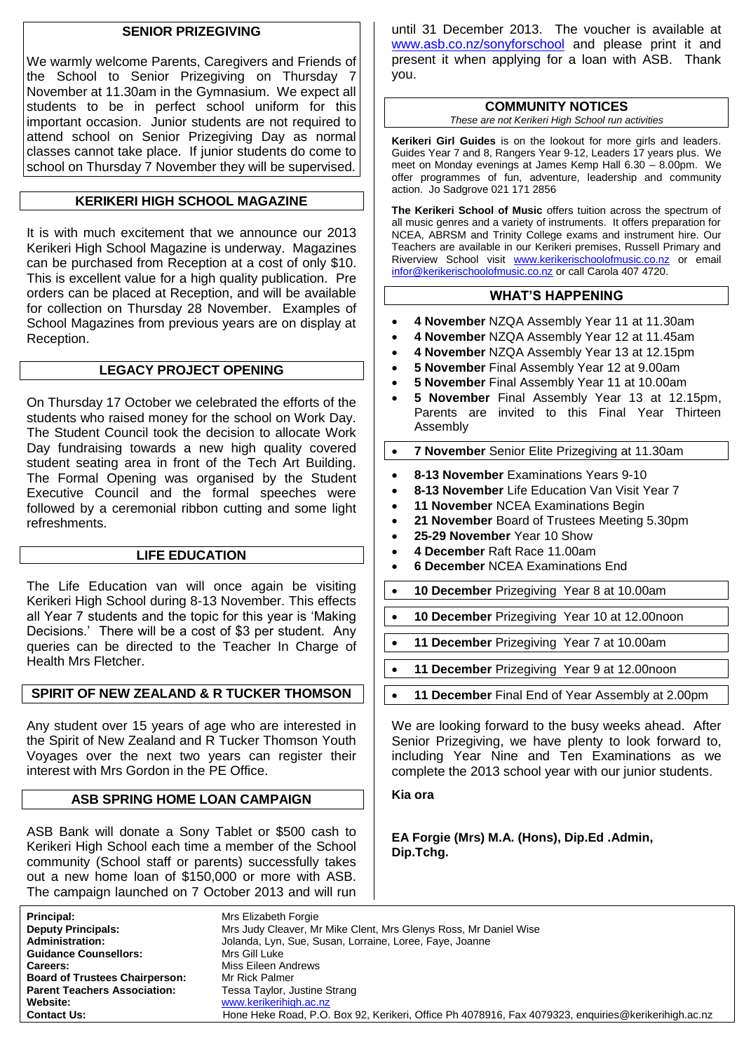## SENIOR PRIZEGIVING

We warmly welcome Parents, Caregivers and Friends of the School to Senior Prizegiving on Thursday 7 November at 11.30am in the Gymnasium. We expect all students to be in perfect school uniform for this important occasion. Junior students are not required to attend school on Senior Prizegiving Day as normal classes cannot take place. If junior students do come to school on Thursday 7 November they will be supervised.

## KERIKERI HIGH SCHOOL MAGAZINE

It is with much excitement that we announce our 2013 Kerikeri High School Magazine is underway. Magazines can be purchased from Reception at a cost of only $10. This is excellent value for a high quality publication. Pre orders can be placed at Reception, and will be available for collection on Thursday 28 November. Examples of School Magazines from previous years are on display at Reception.

## LEGACY PROJECT OPENING

On Thursday 17 October we celebrated the efforts of the students who raised money for the school on Work Day. The Student Council took the decision to allocate Work Day fundraising towards a new high quality covered student seating area in front of the Tech Art Building. The Formal Opening was organised by the Student Executive Council and the formal speeches were followed by a ceremonial ribbon cutting and some light refreshments.

## LIFE EDUCATION

The Life Education van will once again be visiting Kerikeri High School during 8-13 November. This effects all Year 7 students and the topic for this year is 'Making Decisions.' There will be a cost of $3 per student. Any queries can be directed to the Teacher In Charge of Health Mrs Fletcher.

## SPIRIT OF NEW ZEALAND & R TUCKER THOMSON

Any student over 15 years of age who are interested in the Spirit of New Zealand and R Tucker Thomson Youth Voyages over the next two years can register their interest with Mrs Gordon in the PE Office.

## ASB SPRING HOME LOAN CAMPAIGN

ASB Bank will donate a Sony Tablet or $500 cash to Kerikeri High School each time a member of the School community (School staff or parents) successfully takes out a new home loan of $150,000 or more with ASB. The campaign launched on 7 October 2013 and will run until 31 December 2013. The voucher is available at www.asb.co.nz/sonyforschool and please print it and present it when applying for a loan with ASB. Thank you.

## COMMUNITY NOTICES

*These are not Kerikeri High School run activities*

**Kerikeri Girl Guides** is on the lookout for more girls and leaders. Guides Year 7 and 8, Rangers Year 9-12, Leaders 17 years plus. We meet on Monday evenings at James Kemp Hall 6.30 – 8.00pm. We offer programmes of fun, adventure, leadership and community action. Jo Sadgrove 021 171 2856

**The Kerikeri School of Music** offers tuition across the spectrum of all music genres and a variety of instruments. It offers preparation for NCEA, ABRSM and Trinity College exams and instrument hire. Our Teachers are available in our Kerikeri premises, Russell Primary and Riverview School visit www.kerikerischoolofmusic.co.nz or email infor@kerikerischoolofmusic.co.nz or call Carola 407 4720.

## WHAT'S HAPPENING

- **4 November** NZQA Assembly Year 11 at 11.30am
- **4 November** NZQA Assembly Year 12 at 11.45am
- **4 November** NZQA Assembly Year 13 at 12.15pm
- **5 November** Final Assembly Year 12 at 9.00am
- **5 November** Final Assembly Year 11 at 10.00am
- **5 November** Final Assembly Year 13 at 12.15pm, Parents are invited to this Final Year Thirteen Assembly
- **7 November** Senior Elite Prizegiving at 11.30am
- **8-13 November** Examinations Years 9-10
- **8-13 November** Life Education Van Visit Year 7
- **11 November** NCEA Examinations Begin
- **21 November** Board of Trustees Meeting 5.30pm
- **25-29 November** Year 10 Show
- **4 December** Raft Race 11.00am
- **6 December** NCEA Examinations End
- **10 December** Prizegiving Year 8 at 10.00am
- **10 December** Prizegiving Year 10 at 12.00noon
- **11 December** Prizegiving Year 7 at 10.00am
- **11 December** Prizegiving Year 9 at 12.00noon
- **11 December** Final End of Year Assembly at 2.00pm

We are looking forward to the busy weeks ahead. After Senior Prizegiving, we have plenty to look forward to, including Year Nine and Ten Examinations as we complete the 2013 school year with our junior students.

**Kia ora**

**EA Forgie (Mrs) M.A. (Hons), Dip.Ed .Admin, Dip.Tchg.**

| | |
|---|---|
| **Principal:** | Mrs Elizabeth Forgie |
| **Deputy Principals:** | Mrs Judy Cleaver, Mr Mike Clent, Mrs Glenys Ross, Mr Daniel Wise |
| **Administration:** | Jolanda, Lyn, Sue, Susan, Lorraine, Loree, Faye, Joanne |
| **Guidance Counsellors:** | Mrs Gill Luke |
| **Careers:** | Miss Eileen Andrews |
| **Board of Trustees Chairperson:** | Mr Rick Palmer |
| **Parent Teachers Association:** | Tessa Taylor, Justine Strang |
| **Website:** | www.kerikerihigh.ac.nz |
| **Contact Us:** | Hone Heke Road, P.O. Box 92, Kerikeri, Office Ph 4078916, Fax 4079323, enquiries@kerikerihigh.ac.nz |